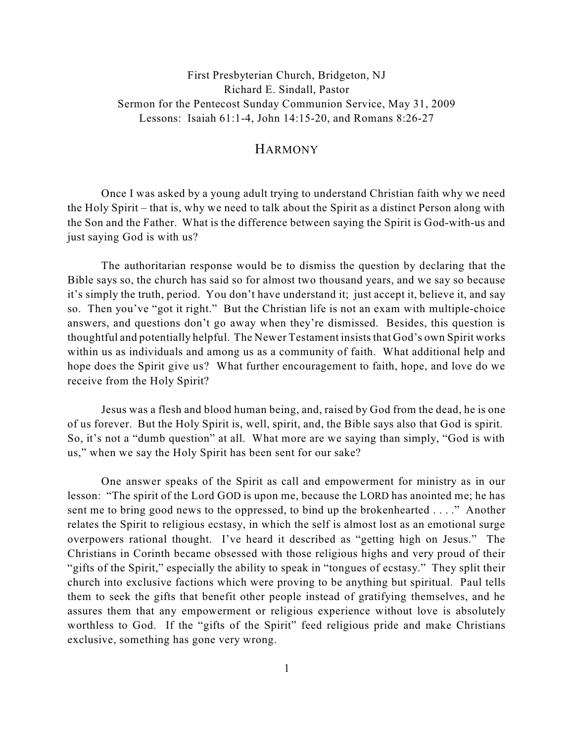First Presbyterian Church, Bridgeton, NJ
Richard E. Sindall, Pastor
Sermon for the Pentecost Sunday Communion Service, May 31, 2009
Lessons: Isaiah 61:1-4, John 14:15-20, and Romans 8:26-27

# HARMONY

Once I was asked by a young adult trying to understand Christian faith why we need the Holy Spirit – that is, why we need to talk about the Spirit as a distinct Person along with the Son and the Father. What is the difference between saying the Spirit is God-with-us and just saying God is with us?

The authoritarian response would be to dismiss the question by declaring that the Bible says so, the church has said so for almost two thousand years, and we say so because it's simply the truth, period. You don't have understand it; just accept it, believe it, and say so. Then you've "got it right." But the Christian life is not an exam with multiple-choice answers, and questions don't go away when they're dismissed. Besides, this question is thoughtful and potentially helpful. The Newer Testament insists that God's own Spirit works within us as individuals and among us as a community of faith. What additional help and hope does the Spirit give us? What further encouragement to faith, hope, and love do we receive from the Holy Spirit?

Jesus was a flesh and blood human being, and, raised by God from the dead, he is one of us forever. But the Holy Spirit is, well, spirit, and, the Bible says also that God is spirit. So, it's not a "dumb question" at all. What more are we saying than simply, "God is with us," when we say the Holy Spirit has been sent for our sake?

One answer speaks of the Spirit as call and empowerment for ministry as in our lesson: "The spirit of the Lord GOD is upon me, because the LORD has anointed me; he has sent me to bring good news to the oppressed, to bind up the brokenhearted . . . ." Another relates the Spirit to religious ecstasy, in which the self is almost lost as an emotional surge overpowers rational thought. I've heard it described as "getting high on Jesus." The Christians in Corinth became obsessed with those religious highs and very proud of their "gifts of the Spirit," especially the ability to speak in "tongues of ecstasy." They split their church into exclusive factions which were proving to be anything but spiritual. Paul tells them to seek the gifts that benefit other people instead of gratifying themselves, and he assures them that any empowerment or religious experience without love is absolutely worthless to God. If the "gifts of the Spirit" feed religious pride and make Christians exclusive, something has gone very wrong.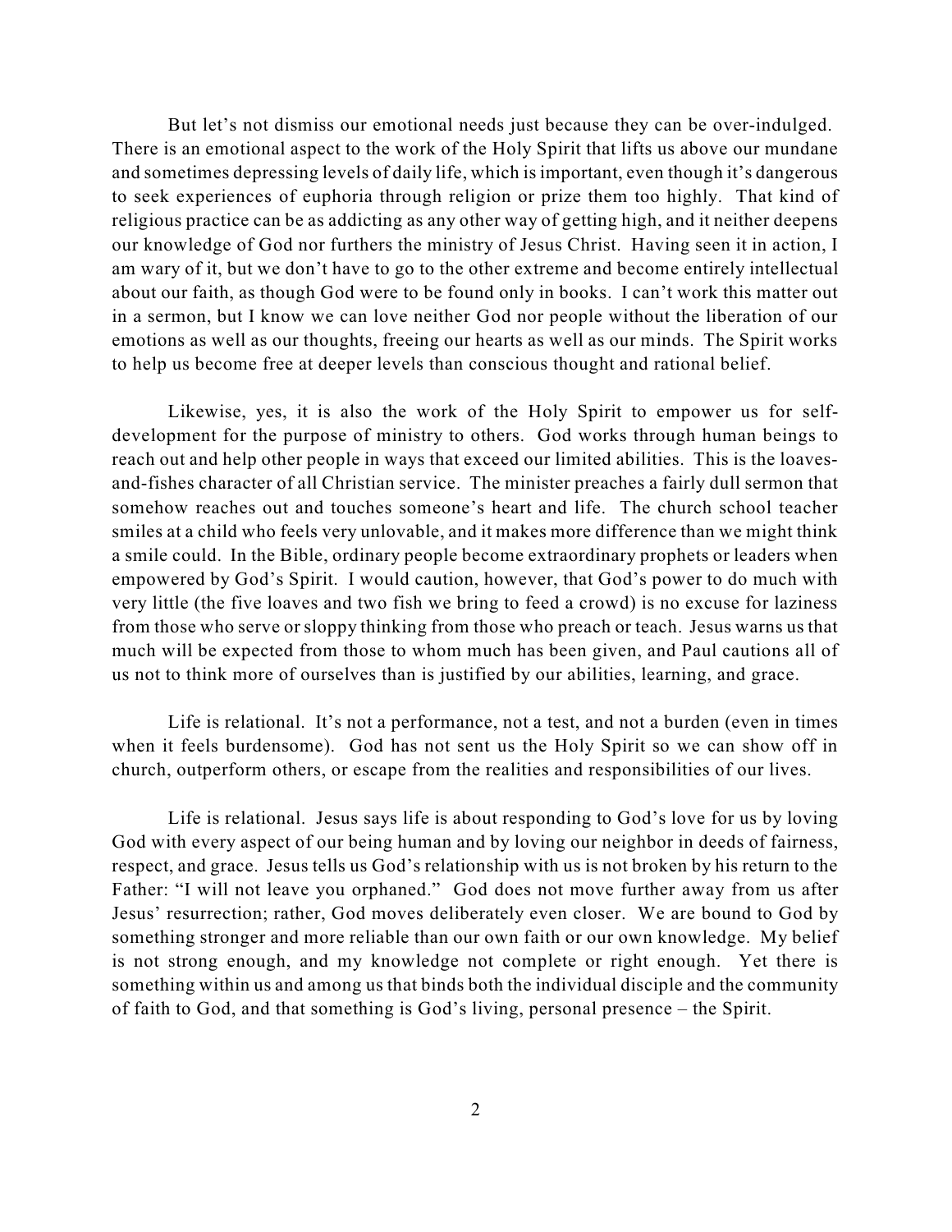But let's not dismiss our emotional needs just because they can be over-indulged. There is an emotional aspect to the work of the Holy Spirit that lifts us above our mundane and sometimes depressing levels of daily life, which is important, even though it's dangerous to seek experiences of euphoria through religion or prize them too highly. That kind of religious practice can be as addicting as any other way of getting high, and it neither deepens our knowledge of God nor furthers the ministry of Jesus Christ. Having seen it in action, I am wary of it, but we don't have to go to the other extreme and become entirely intellectual about our faith, as though God were to be found only in books. I can't work this matter out in a sermon, but I know we can love neither God nor people without the liberation of our emotions as well as our thoughts, freeing our hearts as well as our minds. The Spirit works to help us become free at deeper levels than conscious thought and rational belief.

Likewise, yes, it is also the work of the Holy Spirit to empower us for self-development for the purpose of ministry to others. God works through human beings to reach out and help other people in ways that exceed our limited abilities. This is the loaves-and-fishes character of all Christian service. The minister preaches a fairly dull sermon that somehow reaches out and touches someone's heart and life. The church school teacher smiles at a child who feels very unlovable, and it makes more difference than we might think a smile could. In the Bible, ordinary people become extraordinary prophets or leaders when empowered by God's Spirit. I would caution, however, that God's power to do much with very little (the five loaves and two fish we bring to feed a crowd) is no excuse for laziness from those who serve or sloppy thinking from those who preach or teach. Jesus warns us that much will be expected from those to whom much has been given, and Paul cautions all of us not to think more of ourselves than is justified by our abilities, learning, and grace.

Life is relational. It's not a performance, not a test, and not a burden (even in times when it feels burdensome). God has not sent us the Holy Spirit so we can show off in church, outperform others, or escape from the realities and responsibilities of our lives.

Life is relational. Jesus says life is about responding to God's love for us by loving God with every aspect of our being human and by loving our neighbor in deeds of fairness, respect, and grace. Jesus tells us God's relationship with us is not broken by his return to the Father: "I will not leave you orphaned." God does not move further away from us after Jesus' resurrection; rather, God moves deliberately even closer. We are bound to God by something stronger and more reliable than our own faith or our own knowledge. My belief is not strong enough, and my knowledge not complete or right enough. Yet there is something within us and among us that binds both the individual disciple and the community of faith to God, and that something is God's living, personal presence – the Spirit.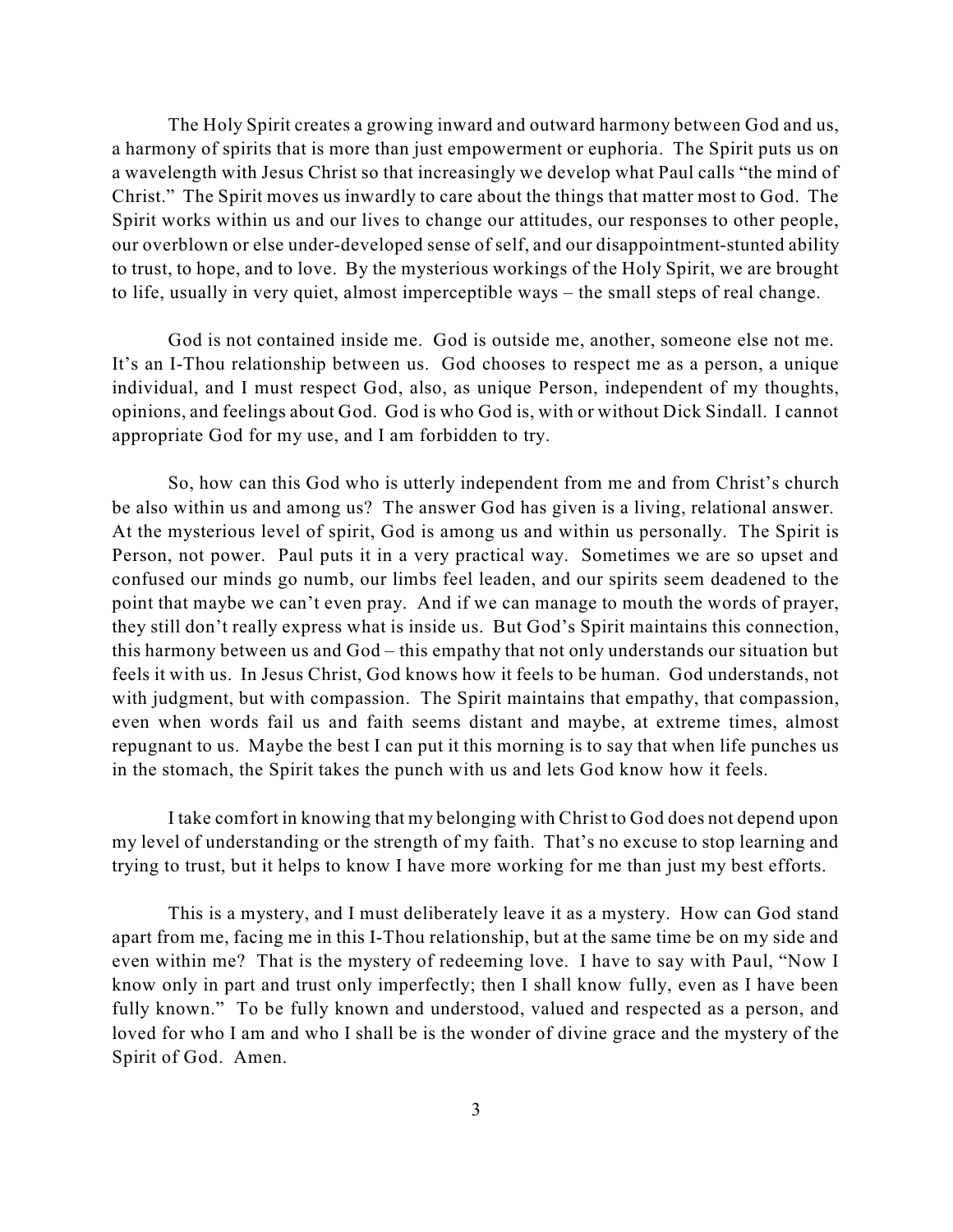The Holy Spirit creates a growing inward and outward harmony between God and us, a harmony of spirits that is more than just empowerment or euphoria. The Spirit puts us on a wavelength with Jesus Christ so that increasingly we develop what Paul calls "the mind of Christ." The Spirit moves us inwardly to care about the things that matter most to God. The Spirit works within us and our lives to change our attitudes, our responses to other people, our overblown or else under-developed sense of self, and our disappointment-stunted ability to trust, to hope, and to love. By the mysterious workings of the Holy Spirit, we are brought to life, usually in very quiet, almost imperceptible ways – the small steps of real change.

God is not contained inside me. God is outside me, another, someone else not me. It's an I-Thou relationship between us. God chooses to respect me as a person, a unique individual, and I must respect God, also, as unique Person, independent of my thoughts, opinions, and feelings about God. God is who God is, with or without Dick Sindall. I cannot appropriate God for my use, and I am forbidden to try.

So, how can this God who is utterly independent from me and from Christ's church be also within us and among us? The answer God has given is a living, relational answer. At the mysterious level of spirit, God is among us and within us personally. The Spirit is Person, not power. Paul puts it in a very practical way. Sometimes we are so upset and confused our minds go numb, our limbs feel leaden, and our spirits seem deadened to the point that maybe we can't even pray. And if we can manage to mouth the words of prayer, they still don't really express what is inside us. But God's Spirit maintains this connection, this harmony between us and God – this empathy that not only understands our situation but feels it with us. In Jesus Christ, God knows how it feels to be human. God understands, not with judgment, but with compassion. The Spirit maintains that empathy, that compassion, even when words fail us and faith seems distant and maybe, at extreme times, almost repugnant to us. Maybe the best I can put it this morning is to say that when life punches us in the stomach, the Spirit takes the punch with us and lets God know how it feels.

I take comfort in knowing that my belonging with Christ to God does not depend upon my level of understanding or the strength of my faith. That's no excuse to stop learning and trying to trust, but it helps to know I have more working for me than just my best efforts.

This is a mystery, and I must deliberately leave it as a mystery. How can God stand apart from me, facing me in this I-Thou relationship, but at the same time be on my side and even within me? That is the mystery of redeeming love. I have to say with Paul, "Now I know only in part and trust only imperfectly; then I shall know fully, even as I have been fully known." To be fully known and understood, valued and respected as a person, and loved for who I am and who I shall be is the wonder of divine grace and the mystery of the Spirit of God. Amen.